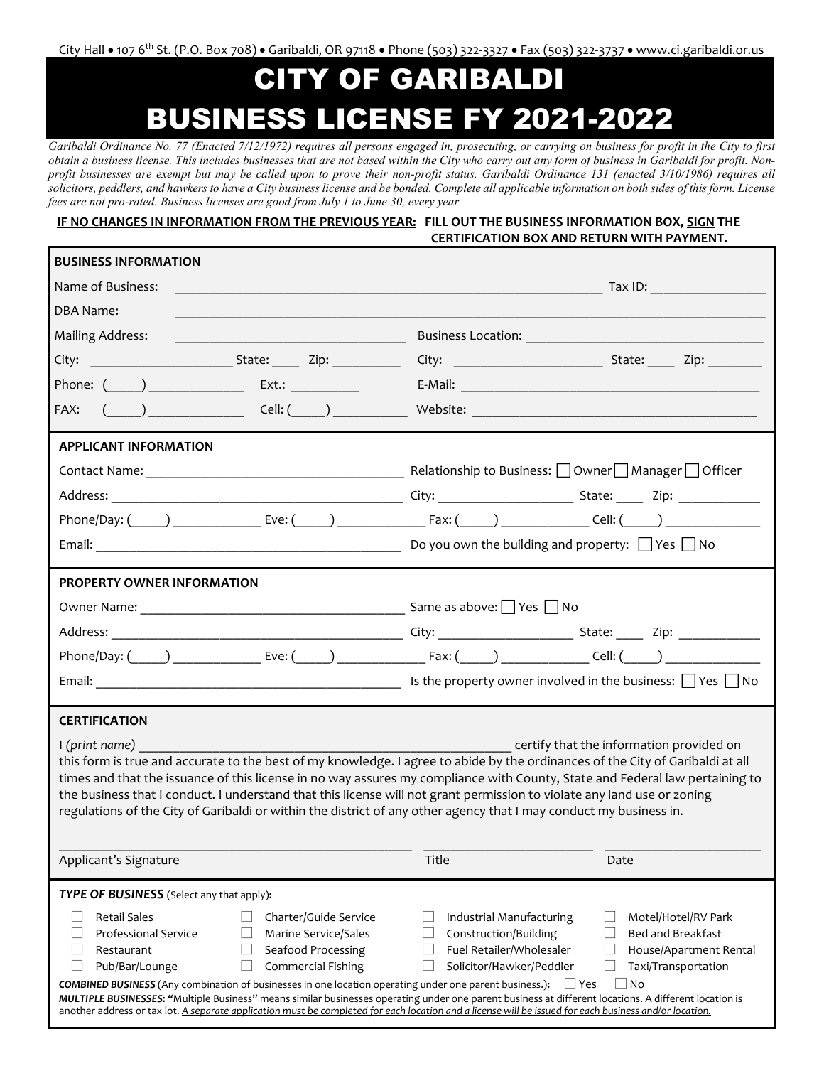City Hall • 107 6th St. (P.O. Box 708) • Garibaldi, OR 97118 • Phone (503) 322-3327 • Fax (503) 322-3737 • www.ci.garibaldi.or.us

# CITY OF GARIBALDI BUSINESS LICENSE FY 2021-2022

*Garibaldi Ordinance No. 77 (Enacted 7/12/1972) requires all persons engaged in, prosecuting, or carrying on business for profit in the City to first obtain a business license. This includes businesses that are not based within the City who carry out any form of business in Garibaldi for profit. Non-profit businesses are exempt but may be called upon to prove their non-profit status. Garibaldi Ordinance 131 (enacted 3/10/1986) requires all solicitors, peddlers, and hawkers to have a City business license and be bonded. Complete all applicable information on both sides of this form. License fees are not pro-rated. Business licenses are good from July 1 to June 30, every year.*

**IF NO CHANGES IN INFORMATION FROM THE PREVIOUS YEAR: FILL OUT THE BUSINESS INFORMATION BOX, SIGN THE CERTIFICATION BOX AND RETURN WITH PAYMENT.**

## BUSINESS INFORMATION

Name of Business: ______________________ Tax ID: ______________

DBA Name: ______________________

Mailing Address: ______________________ Business Location: ______________________

City: ______________ State: ____ Zip: ________ City: ______________ State: ____ Zip: ________

Phone: (_____) ____________ Ext.: ________ E-Mail: ______________________

FAX: (_____) ____________ Cell: (_____) ____________ Website: ______________________

## APPLICANT INFORMATION

Contact Name: ______________________ Relationship to Business: ☐ Owner ☐ Manager ☐ Officer

Address: ______________________ City: ______________ State: ____ Zip: ________

Phone/Day: (_____) ________ Eve: (_____) ________ Fax: (_____) ________ Cell: (_____) ________

Email: ______________________ Do you own the building and property: ☐ Yes ☐ No

## PROPERTY OWNER INFORMATION

Owner Name: ______________________ Same as above: ☐ Yes ☐ No

Address: ______________________ City: ______________ State: ____ Zip: ________

Phone/Day: (_____) ________ Eve: (_____) ________ Fax: (_____) ________ Cell: (_____) ________

Email: ______________________ Is the property owner involved in the business: ☐ Yes ☐ No

## CERTIFICATION

I *(print name)* ______________________ certify that the information provided on this form is true and accurate to the best of my knowledge. I agree to abide by the ordinances of the City of Garibaldi at all times and that the issuance of this license in no way assures my compliance with County, State and Federal law pertaining to the business that I conduct. I understand that this license will not grant permission to violate any land use or zoning regulations of the City of Garibaldi or within the district of any other agency that I may conduct my business in.

______________________ ______________ ______________

Applicant's Signature Title Date

***TYPE OF BUSINESS*** (Select any that apply)**:**

| | | | |
|---|---|---|---|
| ☐ Retail Sales | ☐ Charter/Guide Service | ☐ Industrial Manufacturing | ☐ Motel/Hotel/RV Park |
| ☐ Professional Service | ☐ Marine Service/Sales | ☐ Construction/Building | ☐ Bed and Breakfast |
| ☐ Restaurant | ☐ Seafood Processing | ☐ Fuel Retailer/Wholesaler | ☐ House/Apartment Rental |
| ☐ Pub/Bar/Lounge | ☐ Commercial Fishing | ☐ Solicitor/Hawker/Peddler | ☐ Taxi/Transportation |

***COMBINED BUSINESS*** (Any combination of businesses in one location operating under one parent business.)**:** ☐ Yes ☐ No

***MULTIPLE BUSINESSES*: "**Multiple Business" means similar businesses operating under one parent business at different locations. A different location is another address or tax lot. *A separate application must be completed for each location and a license will be issued for each business and/or location.*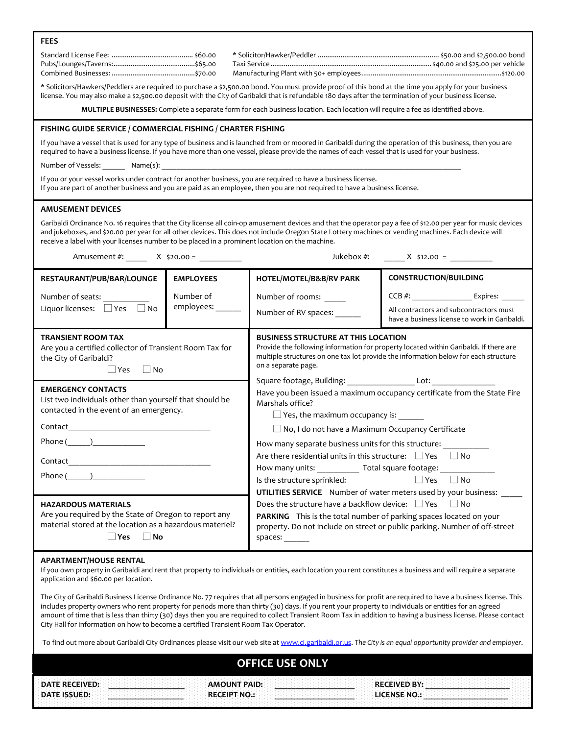## FEES

Standard License Fee: .......................................... $60.00
Pubs/Lounges/Taverns:..........................................$65.00
Combined Businesses: ...........................................$70.00

* Solicitor/Hawker/Peddler ............................................................... $50.00 and $2,500.00 bond
Taxi Service .................................................................................. $40.00 and $25.00 per vehicle
Manufacturing Plant with 50+ employees.........................................................................$120.00

* Solicitors/Hawkers/Peddlers are required to purchase a $2,500.00 bond. You must provide proof of this bond at the time you apply for your business license. You may also make a $2,500.00 deposit with the City of Garibaldi that is refundable 180 days after the termination of your business license.

**MULTIPLE BUSINESSES:** Complete a separate form for each business location. Each location will require a fee as identified above.

## FISHING GUIDE SERVICE / COMMERCIAL FISHING / CHARTER FISHING

If you have a vessel that is used for any type of business and is launched from or moored in Garibaldi during the operation of this business, then you are required to have a business license. If you have more than one vessel, please provide the names of each vessel that is used for your business.

Number of Vessels: ______ Name(s): ______________________________________________________________________________

If you or your vessel works under contract for another business, you are required to have a business license.
If you are part of another business and you are paid as an employee, then you are not required to have a business license.

## AMUSEMENT DEVICES

Garibaldi Ordinance No. 16 requires that the City license all coin-op amusement devices and that the operator pay a fee of $12.00 per year for music devices and jukeboxes, and $20.00 per year for all other devices. This does not include Oregon State Lottery machines or vending machines. Each device will receive a label with your licenses number to be placed in a prominent location on the machine.

Amusement #: _____ X $20.00 = __________ Jukebox #: _____ X $12.00 = __________

## RESTAURANT/PUB/BAR/LOUNGE

Number of seats: ___________
Liquor licenses: ☐ Yes ☐ No

## EMPLOYEES

Number of employees: ______

## HOTEL/MOTEL/B&B/RV PARK

Number of rooms: _____
Number of RV spaces: ______

## CONSTRUCTION/BUILDING

CCB #: _______________ Expires: ______
All contractors and subcontractors must have a business license to work in Garibaldi.

## TRANSIENT ROOM TAX

Are you a certified collector of Transient Room Tax for the City of Garibaldi?
☐ Yes ☐ No

## EMERGENCY CONTACTS

List two individuals <u>other than yourself</u> that should be contacted in the event of an emergency.

Contact___________________________________
Phone (_____)____________

Contact___________________________________
Phone (_____)____________

## HAZARDOUS MATERIALS

Are you required by the State of Oregon to report any material stored at the location as a hazardous materiel?
☐ **Yes** ☐ **No**

## BUSINESS STRUCTURE AT THIS LOCATION

Provide the following information for property located within Garibaldi. If there are multiple structures on one tax lot provide the information below for each structure on a separate page.

Square footage, Building: _______________ Lot: _______________

Have you been issued a maximum occupancy certificate from the State Fire Marshals office?

☐ Yes, the maximum occupancy is: ______

☐ No, I do not have a Maximum Occupancy Certificate

How many separate business units for this structure: __________
Are there residential units in this structure: ☐ Yes ☐ No
How many units: __________ Total square footage: _____________
Is the structure sprinkled: ☐ Yes ☐ No

**UTILITIES SERVICE** Number of water meters used by your business: _____
Does the structure have a backflow device: ☐ Yes ☐ No

**PARKING** This is the total number of parking spaces located on your property. Do not include on street or public parking. Number of off-street spaces: ______

## APARTMENT/HOUSE RENTAL

If you own property in Garibaldi and rent that property to individuals or entities, each location you rent constitutes a business and will require a separate application and $60.00 per location.

The City of Garibaldi Business License Ordinance No. 77 requires that all persons engaged in business for profit are required to have a business license. This includes property owners who rent property for periods more than thirty (30) days. If you rent your property to individuals or entities for an agreed amount of time that is less than thirty (30) days then you are required to collect Transient Room Tax in addition to having a business license. Please contact City Hall for information on how to become a certified Transient Room Tax Operator.

To find out more about Garibaldi City Ordinances please visit our web site at www.ci.garibaldi.or.us. *The City is an equal opportunity provider and employer.*

## OFFICE USE ONLY

**DATE RECEIVED:** __________________ **AMOUNT PAID:** __________________ **RECEIVED BY:** ____________________
**DATE ISSUED:** __________________ **RECEIPT NO.:** __________________ **LICENSE NO.:** ____________________